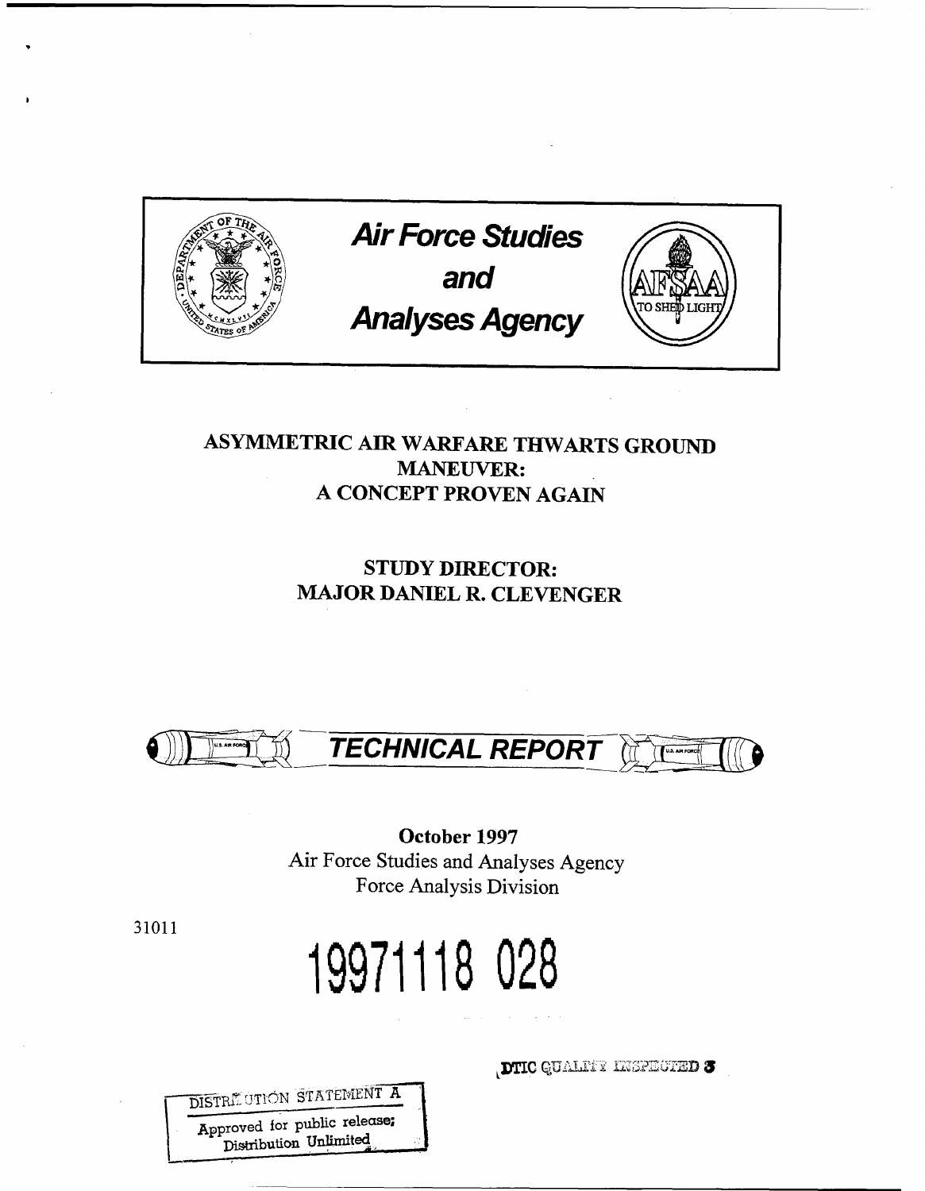# Air Force Studies and Analyses Agency

AFSAA — TO SHED LIGHT

## ASYMMETRIC AIR WARFARE THWARTS GROUND MANEUVER: A CONCEPT PROVEN AGAIN

**STUDY DIRECTOR:**
**MAJOR DANIEL R. CLEVENGER**

## *TECHNICAL REPORT*

**October 1997**
Air Force Studies and Analyses Agency
Force Analysis Division

31011

19971118 028

DTIC QUALITY INSPECTED 3

DISTRIBUTION STATEMENT A
Approved for public release;
Distribution Unlimited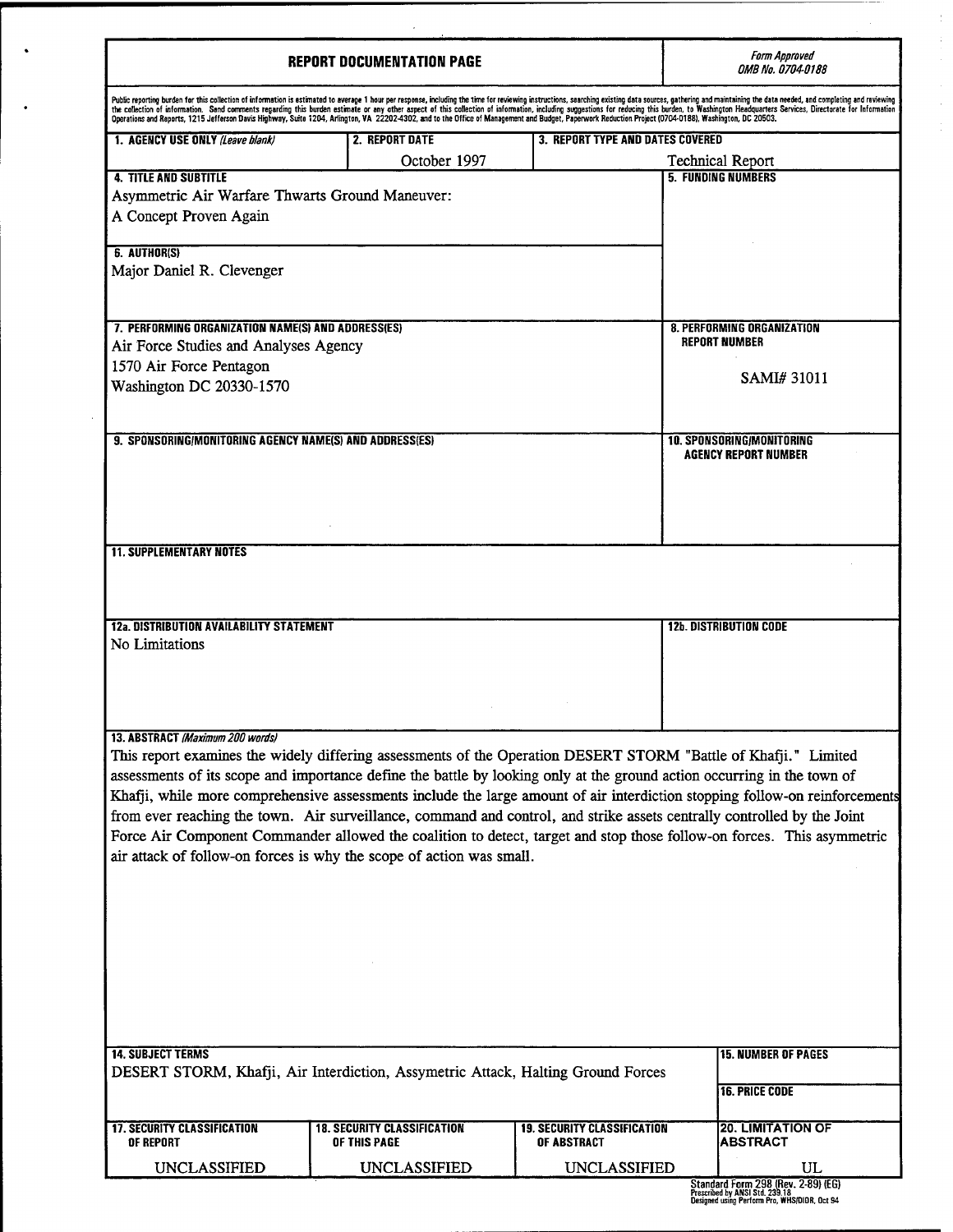# REPORT DOCUMENTATION PAGE

*Form Approved*
*OMB No. 0704-0188*

Public reporting burden for this collection of information is estimated to average 1 hour per response, including the time for reviewing instructions, searching existing data sources, gathering and maintaining the data needed, and completing and reviewing the collection of information. Send comments regarding this burden estimate or any other aspect of this collection of information, including suggestions for reducing this burden, to Washington Headquarters Services, Directorate for Information Operations and Reports, 1215 Jefferson Davis Highway, Suite 1204, Arlington, VA 22202-4302, and to the Office of Management and Budget, Paperwork Reduction Project (0704-0188), Washington, DC 20503.

| 1. AGENCY USE ONLY *(Leave blank)* | 2. REPORT DATE | 3. REPORT TYPE AND DATES COVERED |
|---|---|---|
| | October 1997 | Technical Report |

**4. TITLE AND SUBTITLE**
Asymmetric Air Warfare Thwarts Ground Maneuver:
A Concept Proven Again

**5. FUNDING NUMBERS**

**6. AUTHOR(S)**
Major Daniel R. Clevenger

**7. PERFORMING ORGANIZATION NAME(S) AND ADDRESS(ES)**
Air Force Studies and Analyses Agency
1570 Air Force Pentagon
Washington DC 20330-1570

**8. PERFORMING ORGANIZATION REPORT NUMBER**
SAMI# 31011

**9. SPONSORING/MONITORING AGENCY NAME(S) AND ADDRESS(ES)**

**10. SPONSORING/MONITORING AGENCY REPORT NUMBER**

**11. SUPPLEMENTARY NOTES**

**12a. DISTRIBUTION AVAILABILITY STATEMENT**
No Limitations

**12b. DISTRIBUTION CODE**

**13. ABSTRACT** *(Maximum 200 words)*
This report examines the widely differing assessments of the Operation DESERT STORM "Battle of Khafji." Limited assessments of its scope and importance define the battle by looking only at the ground action occurring in the town of Khafji, while more comprehensive assessments include the large amount of air interdiction stopping follow-on reinforcements from ever reaching the town. Air surveillance, command and control, and strike assets centrally controlled by the Joint Force Air Component Commander allowed the coalition to detect, target and stop those follow-on forces. This asymmetric air attack of follow-on forces is why the scope of action was small.

**14. SUBJECT TERMS**
DESERT STORM, Khafji, Air Interdiction, Assymetric Attack, Halting Ground Forces

**15. NUMBER OF PAGES**

**16. PRICE CODE**

| 17. SECURITY CLASSIFICATION OF REPORT | 18. SECURITY CLASSIFICATION OF THIS PAGE | 19. SECURITY CLASSIFICATION OF ABSTRACT | 20. LIMITATION OF ABSTRACT |
|---|---|---|---|
| UNCLASSIFIED | UNCLASSIFIED | UNCLASSIFIED | UL |

Standard Form 298 (Rev. 2-89) (EG)
Prescribed by ANSI Std. 239.18
Designed using Perform Pro, WHS/DIOR, Oct 94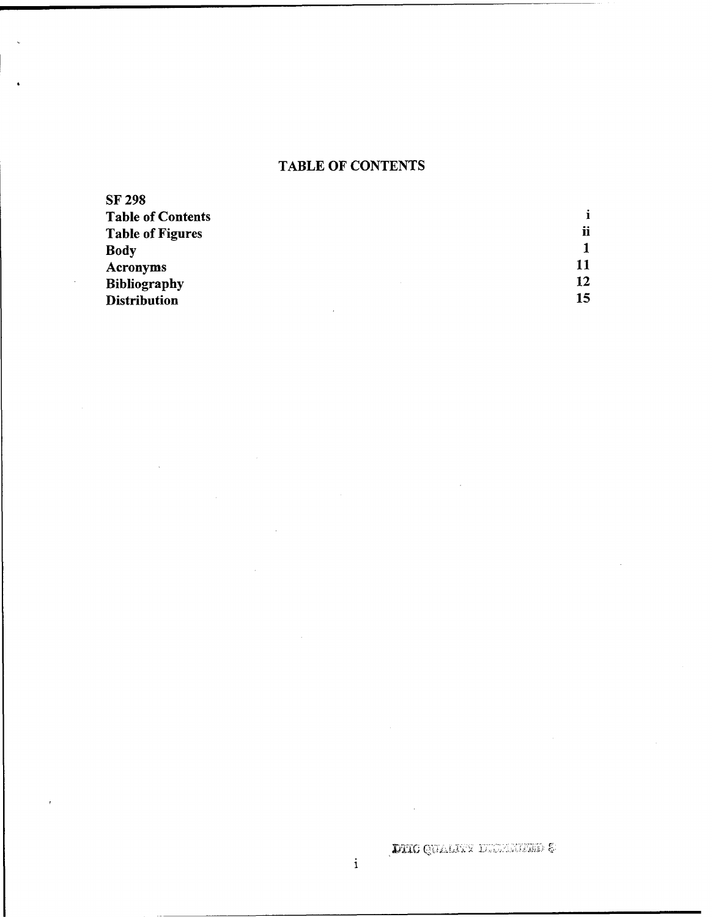# TABLE OF CONTENTS

| | |
|---|---|
| **SF 298** | |
| **Table of Contents** | **i** |
| **Table of Figures** | **ii** |
| **Body** | **1** |
| **Acronyms** | **11** |
| **Bibliography** | **12** |
| **Distribution** | **15** |

DTIC QUALITY INSPECTED 8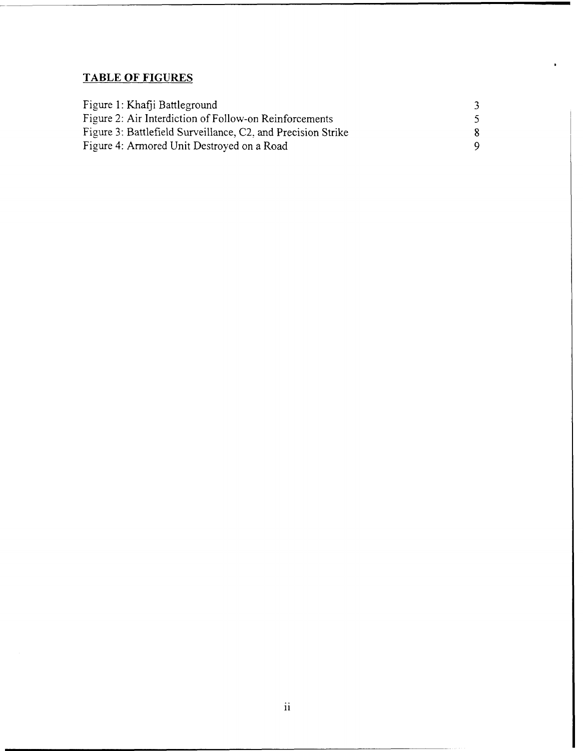## TABLE OF FIGURES

| | |
|---|---|
| Figure 1: Khafji Battleground | 3 |
| Figure 2: Air Interdiction of Follow-on Reinforcements | 5 |
| Figure 3: Battlefield Surveillance, C2, and Precision Strike | 8 |
| Figure 4: Armored Unit Destroyed on a Road | 9 |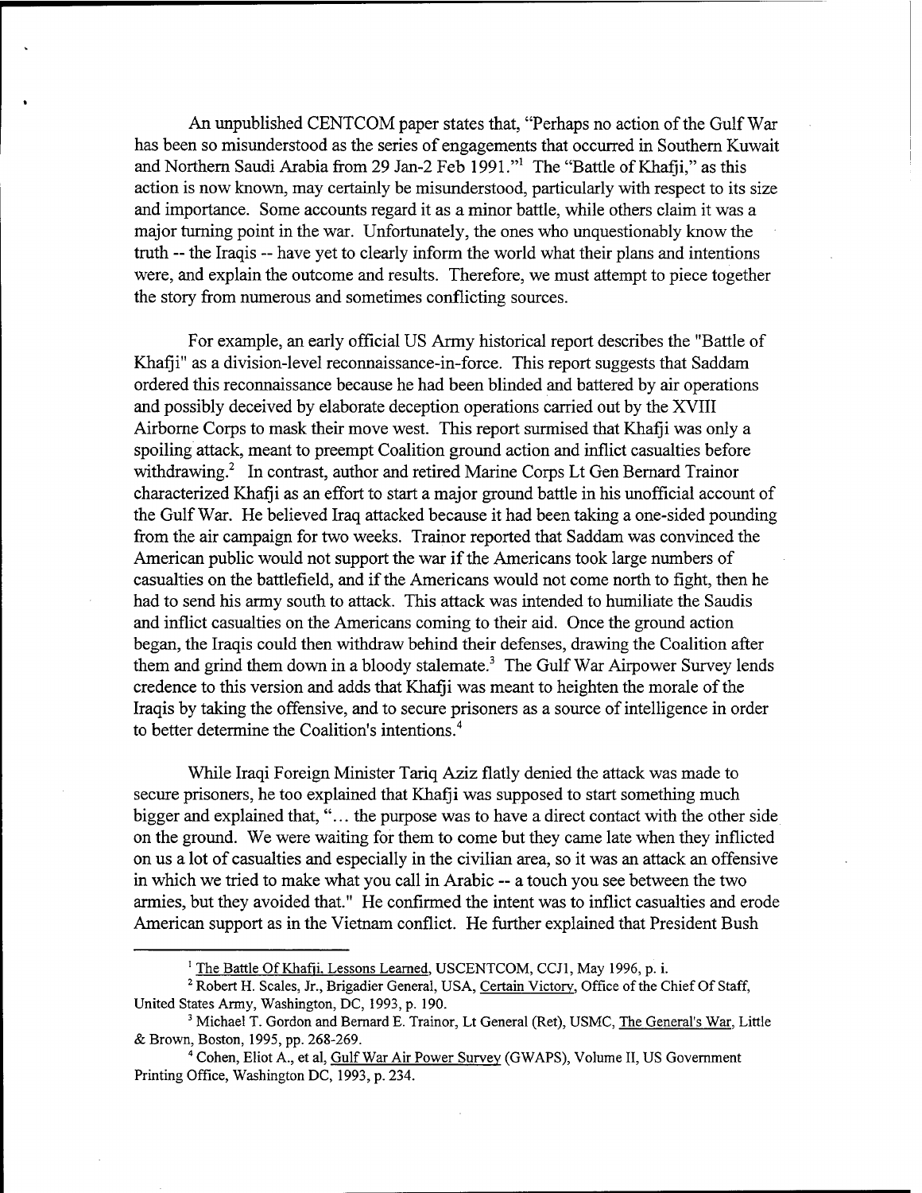An unpublished CENTCOM paper states that, "Perhaps no action of the Gulf War has been so misunderstood as the series of engagements that occurred in Southern Kuwait and Northern Saudi Arabia from 29 Jan-2 Feb 1991."[1] The "Battle of Khafji," as this action is now known, may certainly be misunderstood, particularly with respect to its size and importance. Some accounts regard it as a minor battle, while others claim it was a major turning point in the war. Unfortunately, the ones who unquestionably know the truth -- the Iraqis -- have yet to clearly inform the world what their plans and intentions were, and explain the outcome and results. Therefore, we must attempt to piece together the story from numerous and sometimes conflicting sources.

For example, an early official US Army historical report describes the "Battle of Khafji" as a division-level reconnaissance-in-force. This report suggests that Saddam ordered this reconnaissance because he had been blinded and battered by air operations and possibly deceived by elaborate deception operations carried out by the XVIII Airborne Corps to mask their move west. This report surmised that Khafji was only a spoiling attack, meant to preempt Coalition ground action and inflict casualties before withdrawing.[2] In contrast, author and retired Marine Corps Lt Gen Bernard Trainor characterized Khafji as an effort to start a major ground battle in his unofficial account of the Gulf War. He believed Iraq attacked because it had been taking a one-sided pounding from the air campaign for two weeks. Trainor reported that Saddam was convinced the American public would not support the war if the Americans took large numbers of casualties on the battlefield, and if the Americans would not come north to fight, then he had to send his army south to attack. This attack was intended to humiliate the Saudis and inflict casualties on the Americans coming to their aid. Once the ground action began, the Iraqis could then withdraw behind their defenses, drawing the Coalition after them and grind them down in a bloody stalemate.[3] The Gulf War Airpower Survey lends credence to this version and adds that Khafji was meant to heighten the morale of the Iraqis by taking the offensive, and to secure prisoners as a source of intelligence in order to better determine the Coalition's intentions.[4]

While Iraqi Foreign Minister Tariq Aziz flatly denied the attack was made to secure prisoners, he too explained that Khafji was supposed to start something much bigger and explained that, "... the purpose was to have a direct contact with the other side on the ground. We were waiting for them to come but they came late when they inflicted on us a lot of casualties and especially in the civilian area, so it was an attack an offensive in which we tried to make what you call in Arabic -- a touch you see between the two armies, but they avoided that." He confirmed the intent was to inflict casualties and erode American support as in the Vietnam conflict. He further explained that President Bush

---

[1] The Battle Of Khafji, Lessons Learned, USCENTCOM, CCJ1, May 1996, p. i.

[2] Robert H. Scales, Jr., Brigadier General, USA, Certain Victory, Office of the Chief Of Staff, United States Army, Washington, DC, 1993, p. 190.

[3] Michael T. Gordon and Bernard E. Trainor, Lt General (Ret), USMC, The General's War, Little & Brown, Boston, 1995, pp. 268-269.

[4] Cohen, Eliot A., et al, Gulf War Air Power Survey (GWAPS), Volume II, US Government Printing Office, Washington DC, 1993, p. 234.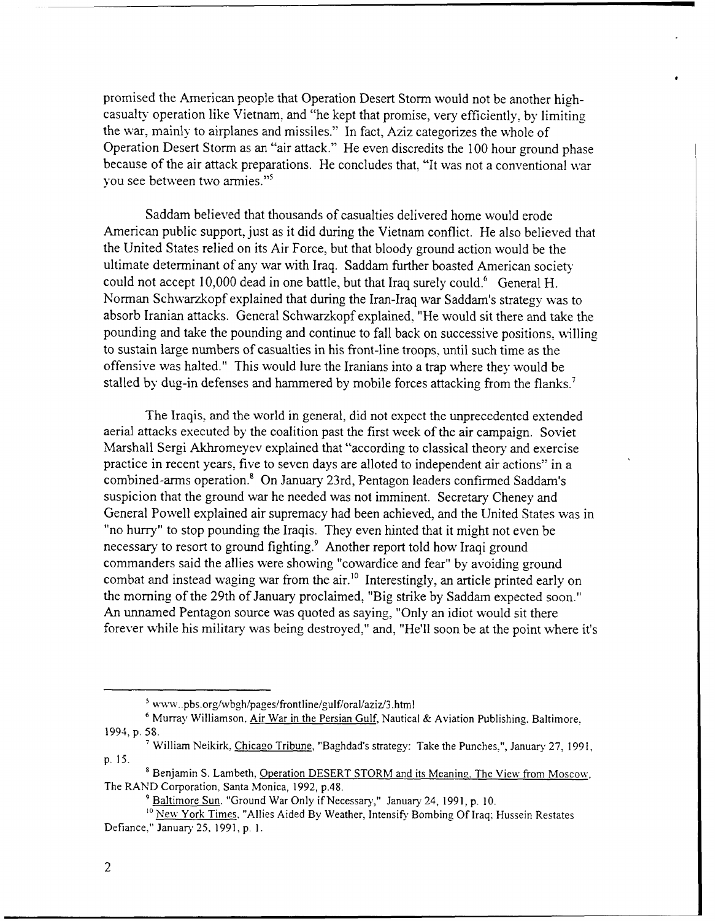promised the American people that Operation Desert Storm would not be another high-casualty operation like Vietnam, and "he kept that promise, very efficiently, by limiting the war, mainly to airplanes and missiles." In fact, Aziz categorizes the whole of Operation Desert Storm as an "air attack." He even discredits the 100 hour ground phase because of the air attack preparations. He concludes that, "It was not a conventional war you see between two armies."[5]

Saddam believed that thousands of casualties delivered home would erode American public support, just as it did during the Vietnam conflict. He also believed that the United States relied on its Air Force, but that bloody ground action would be the ultimate determinant of any war with Iraq. Saddam further boasted American society could not accept 10,000 dead in one battle, but that Iraq surely could.[6] General H. Norman Schwarzkopf explained that during the Iran-Iraq war Saddam's strategy was to absorb Iranian attacks. General Schwarzkopf explained, "He would sit there and take the pounding and take the pounding and continue to fall back on successive positions, willing to sustain large numbers of casualties in his front-line troops, until such time as the offensive was halted." This would lure the Iranians into a trap where they would be stalled by dug-in defenses and hammered by mobile forces attacking from the flanks.[7]

The Iraqis, and the world in general, did not expect the unprecedented extended aerial attacks executed by the coalition past the first week of the air campaign. Soviet Marshall Sergi Akhromeyev explained that "according to classical theory and exercise practice in recent years, five to seven days are alloted to independent air actions" in a combined-arms operation.[8] On January 23rd, Pentagon leaders confirmed Saddam's suspicion that the ground war he needed was not imminent. Secretary Cheney and General Powell explained air supremacy had been achieved, and the United States was in "no hurry" to stop pounding the Iraqis. They even hinted that it might not even be necessary to resort to ground fighting.[9] Another report told how Iraqi ground commanders said the allies were showing "cowardice and fear" by avoiding ground combat and instead waging war from the air.[10] Interestingly, an article printed early on the morning of the 29th of January proclaimed, "Big strike by Saddam expected soon." An unnamed Pentagon source was quoted as saying, "Only an idiot would sit there forever while his military was being destroyed," and, "He'll soon be at the point where it's

---

[5] www..pbs.org/wbgh/pages/frontline/gulf/oral/aziz/3.html

[6] Murray Williamson, Air War in the Persian Gulf, Nautical & Aviation Publishing, Baltimore, 1994, p. 58.

[7] William Neikirk, Chicago Tribune, "Baghdad's strategy: Take the Punches,", January 27, 1991, p. 15.

[8] Benjamin S. Lambeth, Operation DESERT STORM and its Meaning, The View from Moscow, The RAND Corporation, Santa Monica, 1992, p.48.

[9] Baltimore Sun, "Ground War Only if Necessary," January 24, 1991, p. 10.

[10] New York Times, "Allies Aided By Weather, Intensify Bombing Of Iraq; Hussein Restates Defiance," January 25, 1991, p. 1.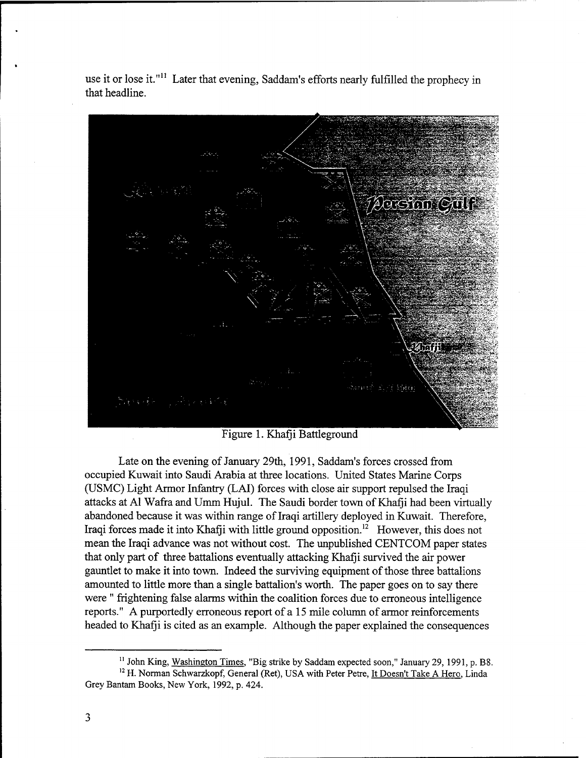use it or lose it."[11] Later that evening, Saddam's efforts nearly fulfilled the prophecy in that headline.

Figure 1. Khafji Battleground

Late on the evening of January 29th, 1991, Saddam's forces crossed from occupied Kuwait into Saudi Arabia at three locations. United States Marine Corps (USMC) Light Armor Infantry (LAI) forces with close air support repulsed the Iraqi attacks at Al Wafra and Umm Hujul. The Saudi border town of Khafji had been virtually abandoned because it was within range of Iraqi artillery deployed in Kuwait. Therefore, Iraqi forces made it into Khafji with little ground opposition.[12] However, this does not mean the Iraqi advance was not without cost. The unpublished CENTCOM paper states that only part of three battalions eventually attacking Khafji survived the air power gauntlet to make it into town. Indeed the surviving equipment of those three battalions amounted to little more than a single battalion's worth. The paper goes on to say there were " frightening false alarms within the coalition forces due to erroneous intelligence reports." A purportedly erroneous report of a 15 mile column of armor reinforcements headed to Khafji is cited as an example. Although the paper explained the consequences

[11] John King, Washington Times, "Big strike by Saddam expected soon," January 29, 1991, p. B8.

[12] H. Norman Schwarzkopf, General (Ret), USA with Peter Petre, It Doesn't Take A Hero, Linda Grey Bantam Books, New York, 1992, p. 424.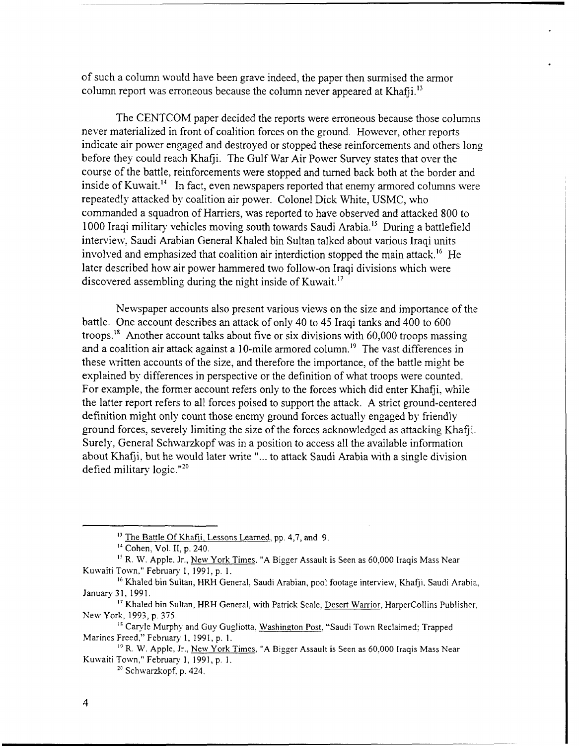of such a column would have been grave indeed, the paper then surmised the armor column report was erroneous because the column never appeared at Khafji.[13]

The CENTCOM paper decided the reports were erroneous because those columns never materialized in front of coalition forces on the ground. However, other reports indicate air power engaged and destroyed or stopped these reinforcements and others long before they could reach Khafji. The Gulf War Air Power Survey states that over the course of the battle, reinforcements were stopped and turned back both at the border and inside of Kuwait.[14] In fact, even newspapers reported that enemy armored columns were repeatedly attacked by coalition air power. Colonel Dick White, USMC, who commanded a squadron of Harriers, was reported to have observed and attacked 800 to 1000 Iraqi military vehicles moving south towards Saudi Arabia.[15] During a battlefield interview, Saudi Arabian General Khaled bin Sultan talked about various Iraqi units involved and emphasized that coalition air interdiction stopped the main attack.[16] He later described how air power hammered two follow-on Iraqi divisions which were discovered assembling during the night inside of Kuwait.[17]

Newspaper accounts also present various views on the size and importance of the battle. One account describes an attack of only 40 to 45 Iraqi tanks and 400 to 600 troops.[18] Another account talks about five or six divisions with 60,000 troops massing and a coalition air attack against a 10-mile armored column.[19] The vast differences in these written accounts of the size, and therefore the importance, of the battle might be explained by differences in perspective or the definition of what troops were counted. For example, the former account refers only to the forces which did enter Khafji, while the latter report refers to all forces poised to support the attack. A strict ground-centered definition might only count those enemy ground forces actually engaged by friendly ground forces, severely limiting the size of the forces acknowledged as attacking Khafji. Surely, General Schwarzkopf was in a position to access all the available information about Khafji, but he would later write "... to attack Saudi Arabia with a single division defied military logic."[20]

---

[13] The Battle Of Khafji, Lessons Learned, pp. 4,7, and 9.

[14] Cohen, Vol. II, p. 240.

[15] R. W. Apple, Jr., New York Times, "A Bigger Assault is Seen as 60,000 Iraqis Mass Near Kuwaiti Town," February 1, 1991, p. 1.

[16] Khaled bin Sultan, HRH General, Saudi Arabian, pool footage interview, Khafji, Saudi Arabia, January 31, 1991.

[17] Khaled bin Sultan, HRH General, with Patrick Seale, Desert Warrior, HarperCollins Publisher, New York, 1993, p. 375.

[18] Caryle Murphy and Guy Gugliotta, Washington Post, "Saudi Town Reclaimed; Trapped Marines Freed," February 1, 1991, p. 1.

[19] R. W. Apple, Jr., New York Times, "A Bigger Assault is Seen as 60,000 Iraqis Mass Near Kuwaiti Town," February 1, 1991, p. 1.

[20] Schwarzkopf, p. 424.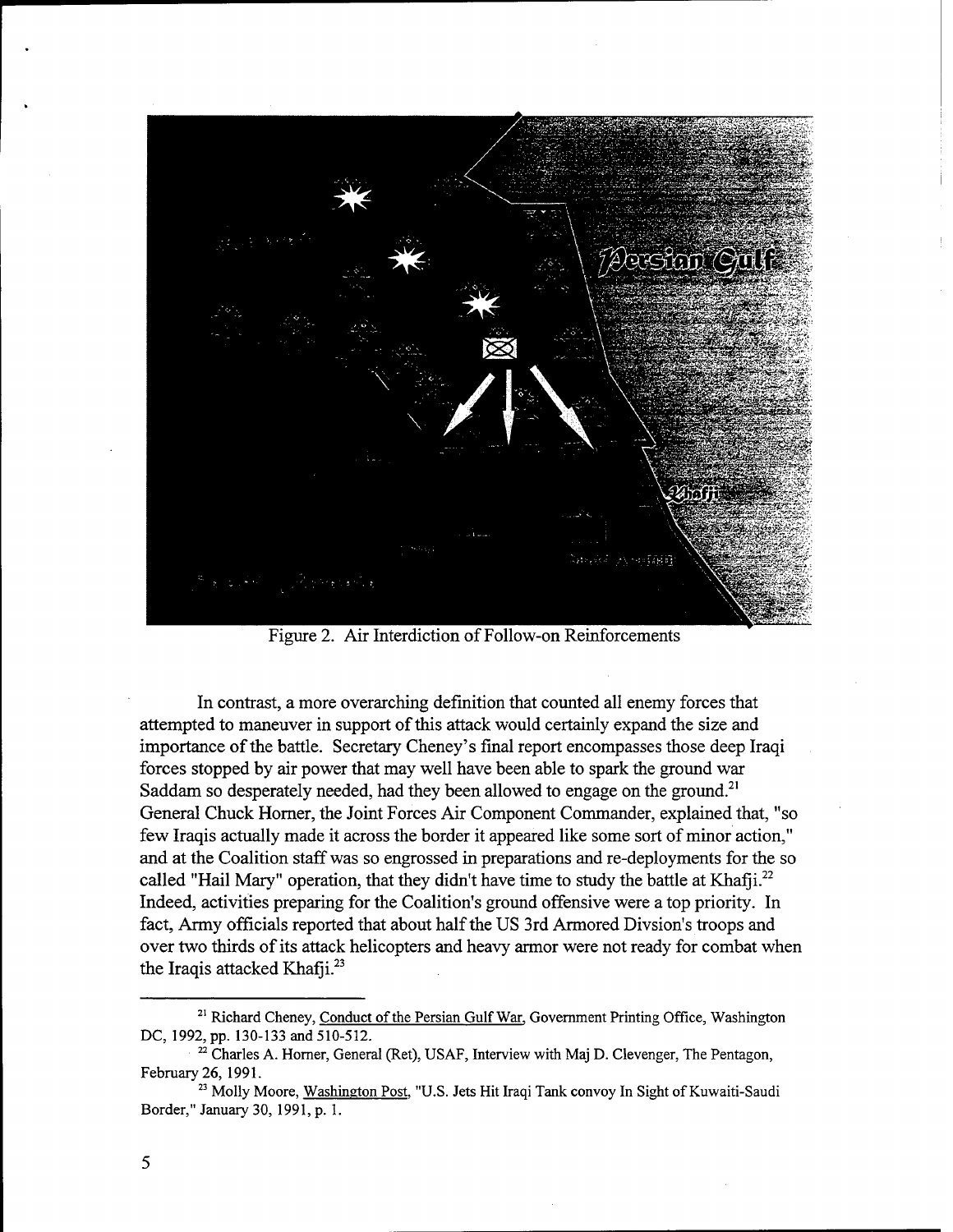Figure 2. Air Interdiction of Follow-on Reinforcements

In contrast, a more overarching definition that counted all enemy forces that attempted to maneuver in support of this attack would certainly expand the size and importance of the battle. Secretary Cheney's final report encompasses those deep Iraqi forces stopped by air power that may well have been able to spark the ground war Saddam so desperately needed, had they been allowed to engage on the ground.[21] General Chuck Horner, the Joint Forces Air Component Commander, explained that, "so few Iraqis actually made it across the border it appeared like some sort of minor action," and at the Coalition staff was so engrossed in preparations and re-deployments for the so called "Hail Mary" operation, that they didn't have time to study the battle at Khafji.[22] Indeed, activities preparing for the Coalition's ground offensive were a top priority. In fact, Army officials reported that about half the US 3rd Armored Divsion's troops and over two thirds of its attack helicopters and heavy armor were not ready for combat when the Iraqis attacked Khafji.[23]

---

[21] Richard Cheney, Conduct of the Persian Gulf War, Government Printing Office, Washington DC, 1992, pp. 130-133 and 510-512.

[22] Charles A. Horner, General (Ret), USAF, Interview with Maj D. Clevenger, The Pentagon, February 26, 1991.

[23] Molly Moore, Washington Post, "U.S. Jets Hit Iraqi Tank convoy In Sight of Kuwaiti-Saudi Border," January 30, 1991, p. 1.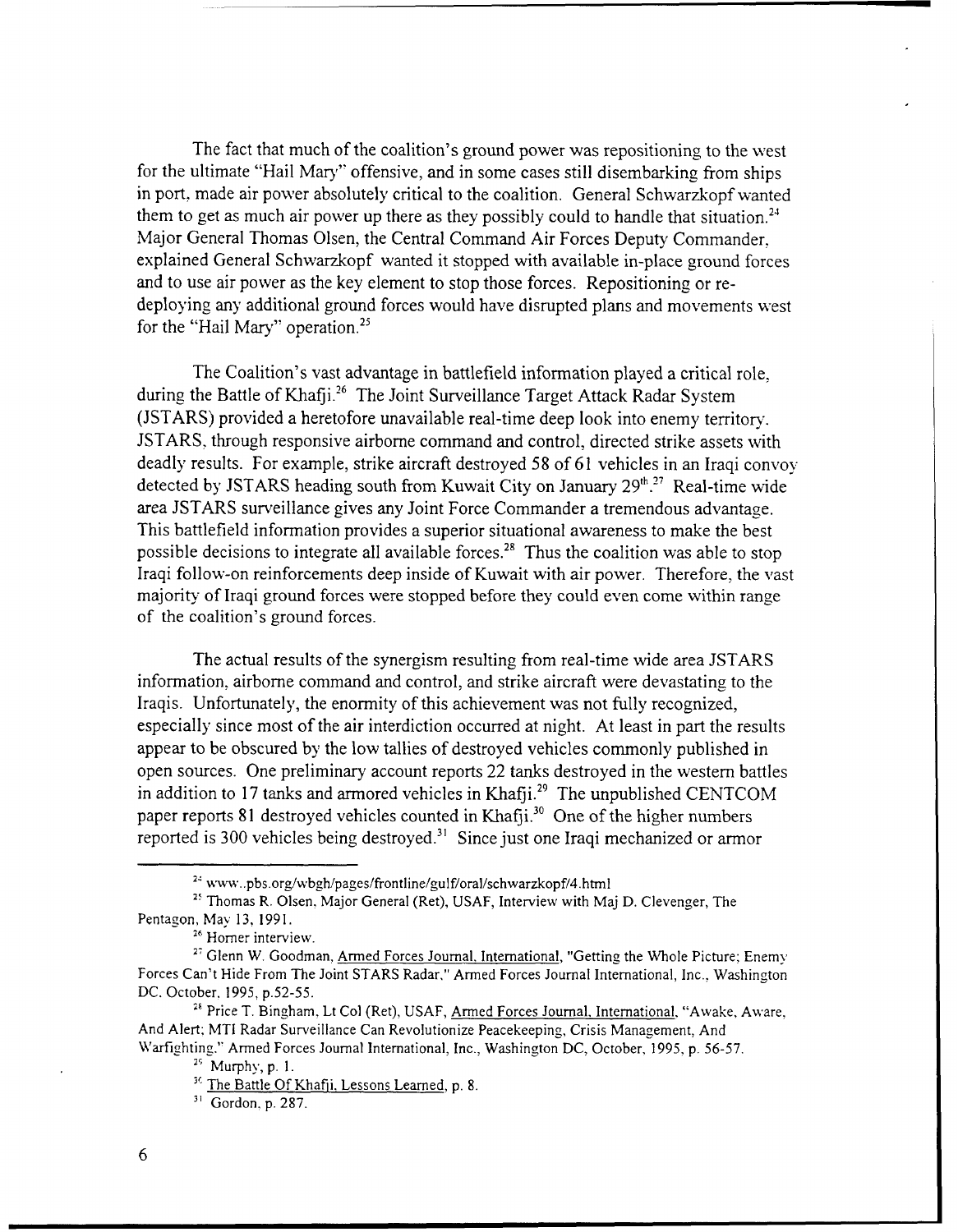The fact that much of the coalition's ground power was repositioning to the west for the ultimate "Hail Mary" offensive, and in some cases still disembarking from ships in port, made air power absolutely critical to the coalition. General Schwarzkopf wanted them to get as much air power up there as they possibly could to handle that situation.[24] Major General Thomas Olsen, the Central Command Air Forces Deputy Commander, explained General Schwarzkopf wanted it stopped with available in-place ground forces and to use air power as the key element to stop those forces. Repositioning or re-deploying any additional ground forces would have disrupted plans and movements west for the "Hail Mary" operation.[25]

The Coalition's vast advantage in battlefield information played a critical role, during the Battle of Khafji.[26] The Joint Surveillance Target Attack Radar System (JSTARS) provided a heretofore unavailable real-time deep look into enemy territory. JSTARS, through responsive airborne command and control, directed strike assets with deadly results. For example, strike aircraft destroyed 58 of 61 vehicles in an Iraqi convoy detected by JSTARS heading south from Kuwait City on January 29th.[27] Real-time wide area JSTARS surveillance gives any Joint Force Commander a tremendous advantage. This battlefield information provides a superior situational awareness to make the best possible decisions to integrate all available forces.[28] Thus the coalition was able to stop Iraqi follow-on reinforcements deep inside of Kuwait with air power. Therefore, the vast majority of Iraqi ground forces were stopped before they could even come within range of the coalition's ground forces.

The actual results of the synergism resulting from real-time wide area JSTARS information, airborne command and control, and strike aircraft were devastating to the Iraqis. Unfortunately, the enormity of this achievement was not fully recognized, especially since most of the air interdiction occurred at night. At least in part the results appear to be obscured by the low tallies of destroyed vehicles commonly published in open sources. One preliminary account reports 22 tanks destroyed in the western battles in addition to 17 tanks and armored vehicles in Khafji.[29] The unpublished CENTCOM paper reports 81 destroyed vehicles counted in Khafji.[30] One of the higher numbers reported is 300 vehicles being destroyed.[31] Since just one Iraqi mechanized or armor

---

[24] www..pbs.org/wbgh/pages/frontline/gulf/oral/schwarzkopf/4.html

[25] Thomas R. Olsen, Major General (Ret), USAF, Interview with Maj D. Clevenger, The Pentagon, May 13, 1991.

[26] Horner interview.

[27] Glenn W. Goodman, Armed Forces Journal, International, "Getting the Whole Picture; Enemy Forces Can't Hide From The Joint STARS Radar," Armed Forces Journal International, Inc., Washington DC. October, 1995, p.52-55.

[28] Price T. Bingham, Lt Col (Ret), USAF, Armed Forces Journal, International, "Awake, Aware, And Alert; MTI Radar Surveillance Can Revolutionize Peacekeeping, Crisis Management, And Warfighting." Armed Forces Journal International, Inc., Washington DC, October, 1995, p. 56-57.

[29] Murphy, p. 1.

[30] The Battle Of Khafji, Lessons Learned, p. 8.

[31] Gordon, p. 287.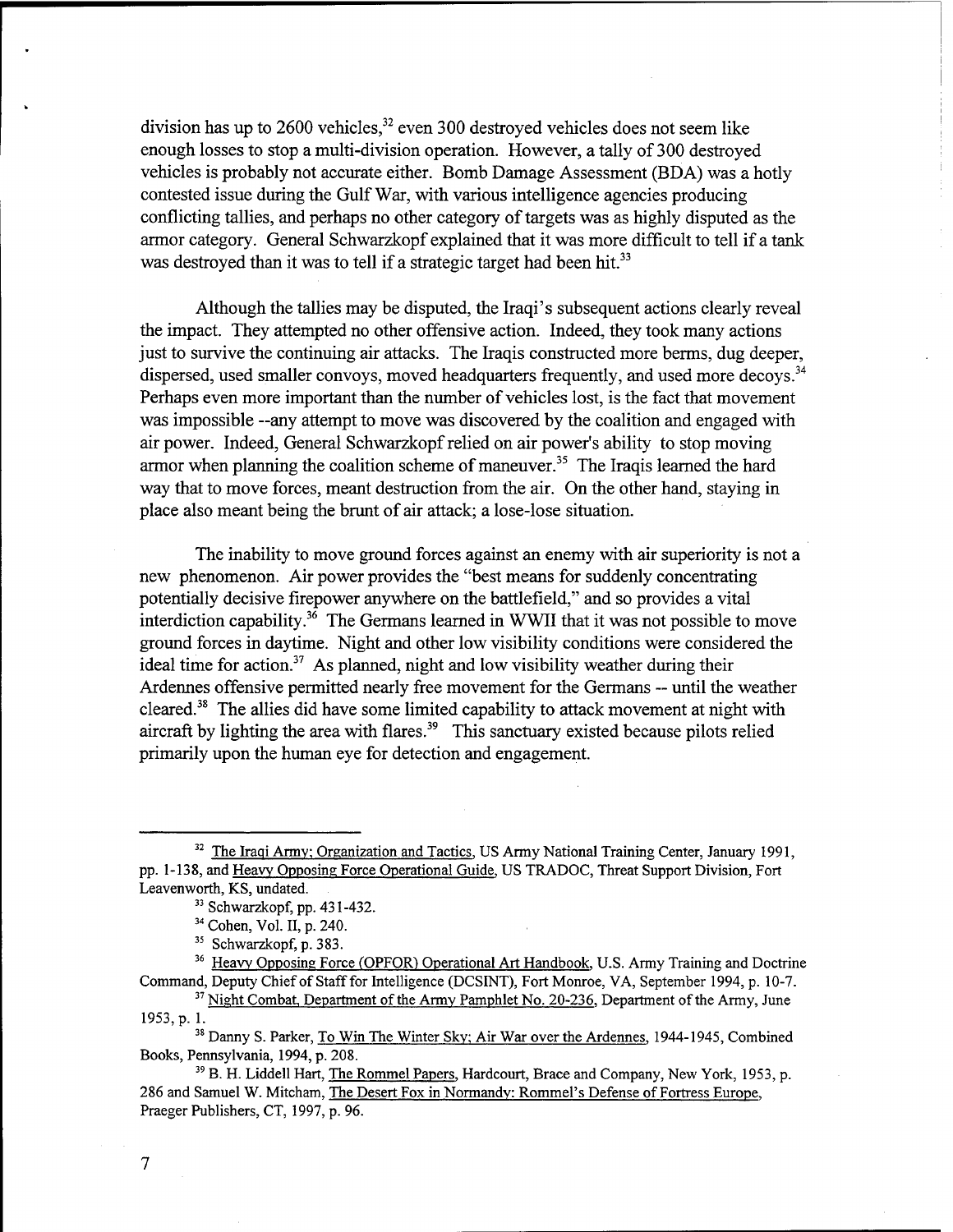division has up to 2600 vehicles,[32] even 300 destroyed vehicles does not seem like enough losses to stop a multi-division operation. However, a tally of 300 destroyed vehicles is probably not accurate either. Bomb Damage Assessment (BDA) was a hotly contested issue during the Gulf War, with various intelligence agencies producing conflicting tallies, and perhaps no other category of targets was as highly disputed as the armor category. General Schwarzkopf explained that it was more difficult to tell if a tank was destroyed than it was to tell if a strategic target had been hit.[33]

Although the tallies may be disputed, the Iraqi's subsequent actions clearly reveal the impact. They attempted no other offensive action. Indeed, they took many actions just to survive the continuing air attacks. The Iraqis constructed more berms, dug deeper, dispersed, used smaller convoys, moved headquarters frequently, and used more decoys.[34] Perhaps even more important than the number of vehicles lost, is the fact that movement was impossible --any attempt to move was discovered by the coalition and engaged with air power. Indeed, General Schwarzkopf relied on air power's ability to stop moving armor when planning the coalition scheme of maneuver.[35] The Iraqis learned the hard way that to move forces, meant destruction from the air. On the other hand, staying in place also meant being the brunt of air attack; a lose-lose situation.

The inability to move ground forces against an enemy with air superiority is not a new phenomenon. Air power provides the "best means for suddenly concentrating potentially decisive firepower anywhere on the battlefield," and so provides a vital interdiction capability.[36] The Germans learned in WWII that it was not possible to move ground forces in daytime. Night and other low visibility conditions were considered the ideal time for action.[37] As planned, night and low visibility weather during their Ardennes offensive permitted nearly free movement for the Germans -- until the weather cleared.[38] The allies did have some limited capability to attack movement at night with aircraft by lighting the area with flares.[39] This sanctuary existed because pilots relied primarily upon the human eye for detection and engagement.

---

[32] The Iraqi Army: Organization and Tactics, US Army National Training Center, January 1991, pp. 1-138, and Heavy Opposing Force Operational Guide, US TRADOC, Threat Support Division, Fort Leavenworth, KS, undated.

[33] Schwarzkopf, pp. 431-432.

[34] Cohen, Vol. II, p. 240.

[35] Schwarzkopf, p. 383.

[36] Heavy Opposing Force (OPFOR) Operational Art Handbook, U.S. Army Training and Doctrine Command, Deputy Chief of Staff for Intelligence (DCSINT), Fort Monroe, VA, September 1994, p. 10-7.

[37] Night Combat, Department of the Army Pamphlet No. 20-236, Department of the Army, June 1953, p. 1.

[38] Danny S. Parker, To Win The Winter Sky: Air War over the Ardennes, 1944-1945, Combined Books, Pennsylvania, 1994, p. 208.

[39] B. H. Liddell Hart, The Rommel Papers, Hardcourt, Brace and Company, New York, 1953, p. 286 and Samuel W. Mitcham, The Desert Fox in Normandy: Rommel's Defense of Fortress Europe, Praeger Publishers, CT, 1997, p. 96.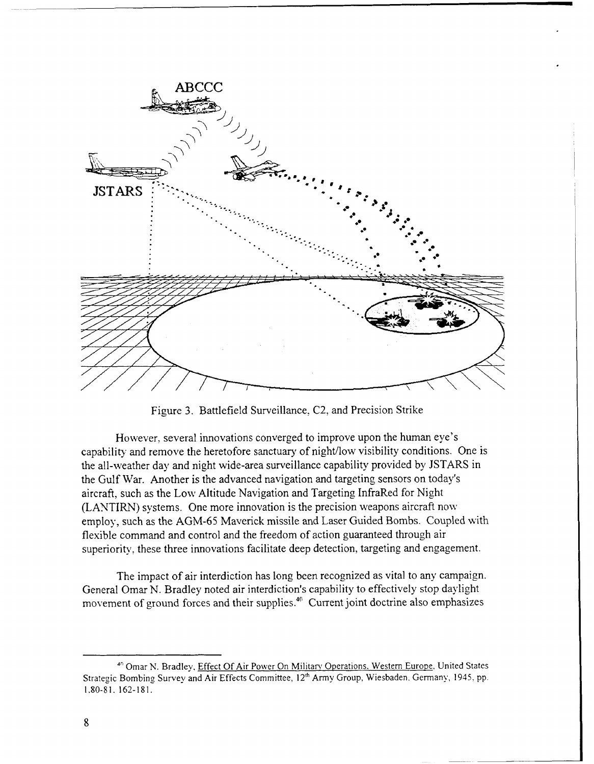Figure 3. Battlefield Surveillance, C2, and Precision Strike

However, several innovations converged to improve upon the human eye's capability and remove the heretofore sanctuary of night/low visibility conditions. One is the all-weather day and night wide-area surveillance capability provided by JSTARS in the Gulf War. Another is the advanced navigation and targeting sensors on today's aircraft, such as the Low Altitude Navigation and Targeting InfraRed for Night (LANTIRN) systems. One more innovation is the precision weapons aircraft now employ, such as the AGM-65 Maverick missile and Laser Guided Bombs. Coupled with flexible command and control and the freedom of action guaranteed through air superiority, these three innovations facilitate deep detection, targeting and engagement.

The impact of air interdiction has long been recognized as vital to any campaign. General Omar N. Bradley noted air interdiction's capability to effectively stop daylight movement of ground forces and their supplies.[40] Current joint doctrine also emphasizes

---

[40] Omar N. Bradley, Effect Of Air Power On Military Operations, Western Europe, United States Strategic Bombing Survey and Air Effects Committee, 12th Army Group, Wiesbaden, Germany, 1945, pp. 1,80-81, 162-181.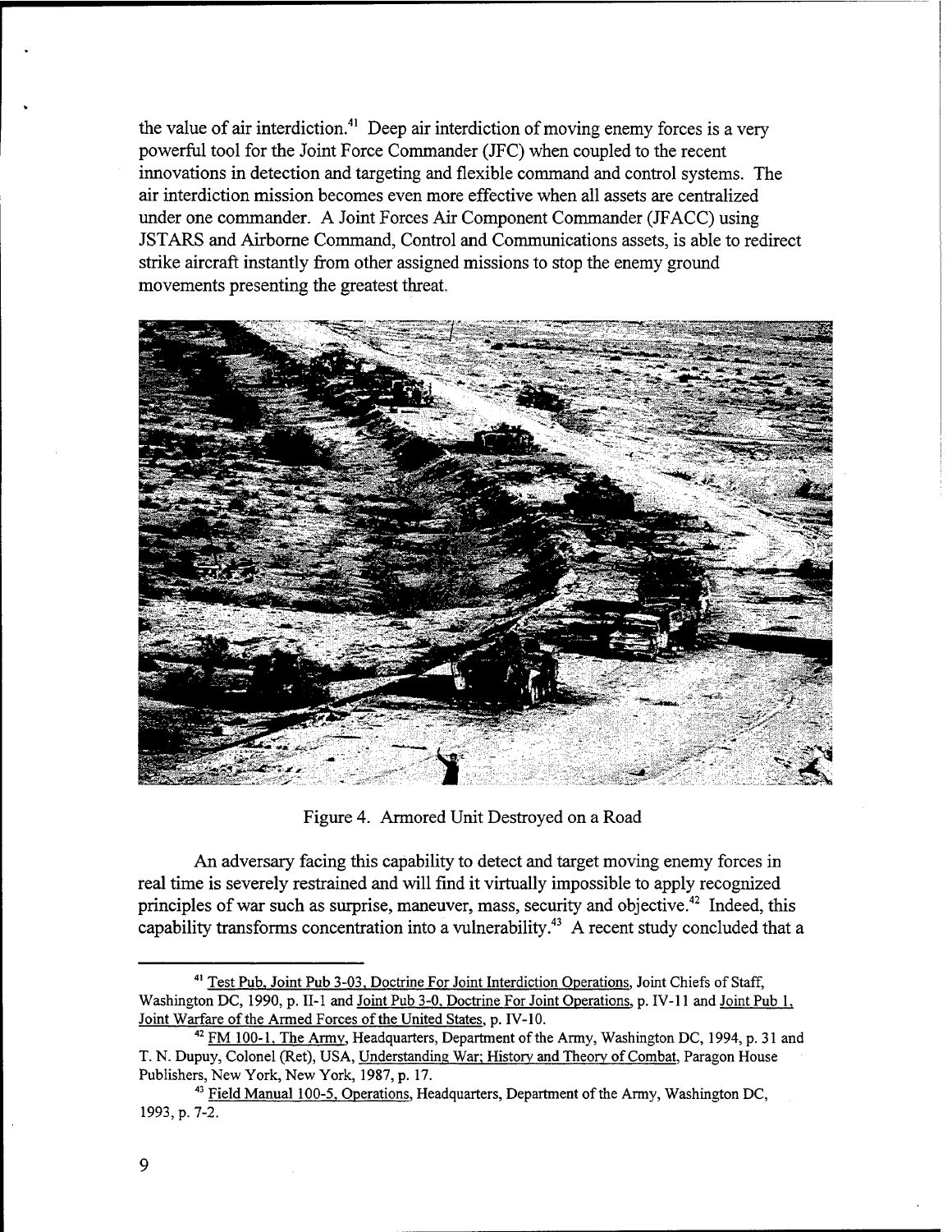the value of air interdiction.[41] Deep air interdiction of moving enemy forces is a very powerful tool for the Joint Force Commander (JFC) when coupled to the recent innovations in detection and targeting and flexible command and control systems. The air interdiction mission becomes even more effective when all assets are centralized under one commander. A Joint Forces Air Component Commander (JFACC) using JSTARS and Airborne Command, Control and Communications assets, is able to redirect strike aircraft instantly from other assigned missions to stop the enemy ground movements presenting the greatest threat.

Figure 4. Armored Unit Destroyed on a Road

An adversary facing this capability to detect and target moving enemy forces in real time is severely restrained and will find it virtually impossible to apply recognized principles of war such as surprise, maneuver, mass, security and objective.[42] Indeed, this capability transforms concentration into a vulnerability.[43] A recent study concluded that a

---

[41] Test Pub, Joint Pub 3-03, Doctrine For Joint Interdiction Operations, Joint Chiefs of Staff, Washington DC, 1990, p. II-1 and Joint Pub 3-0, Doctrine For Joint Operations, p. IV-11 and Joint Pub 1, Joint Warfare of the Armed Forces of the United States, p. IV-10.

[42] FM 100-1, The Army, Headquarters, Department of the Army, Washington DC, 1994, p. 31 and T. N. Dupuy, Colonel (Ret), USA, Understanding War; History and Theory of Combat, Paragon House Publishers, New York, New York, 1987, p. 17.

[43] Field Manual 100-5, Operations, Headquarters, Department of the Army, Washington DC, 1993, p. 7-2.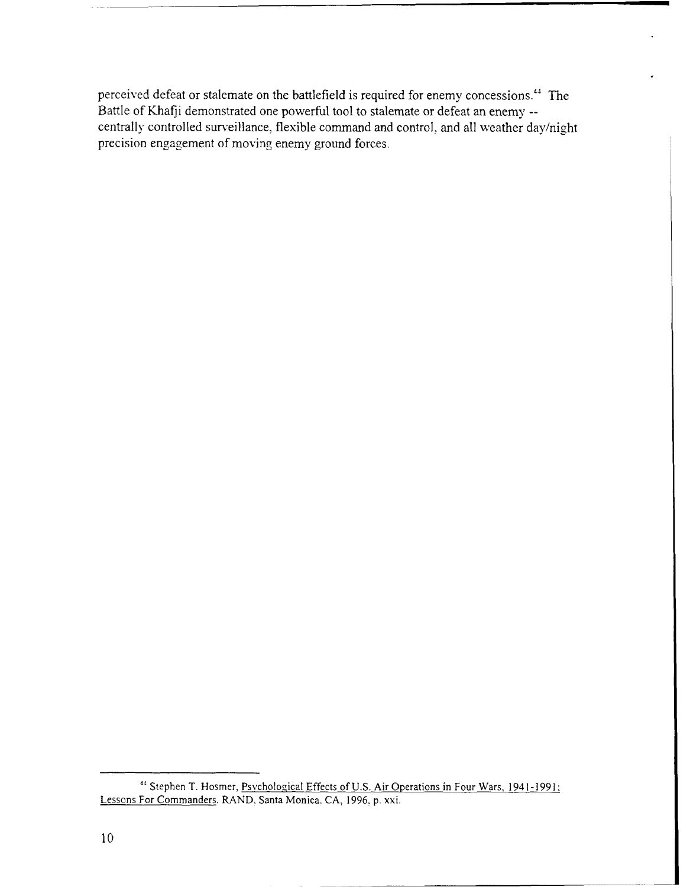perceived defeat or stalemate on the battlefield is required for enemy concessions.[44] The Battle of Khafji demonstrated one powerful tool to stalemate or defeat an enemy -- centrally controlled surveillance, flexible command and control, and all weather day/night precision engagement of moving enemy ground forces.

---

[44] Stephen T. Hosmer, Psychological Effects of U.S. Air Operations in Four Wars, 1941-1991; Lessons For Commanders, RAND, Santa Monica, CA, 1996, p. xxi.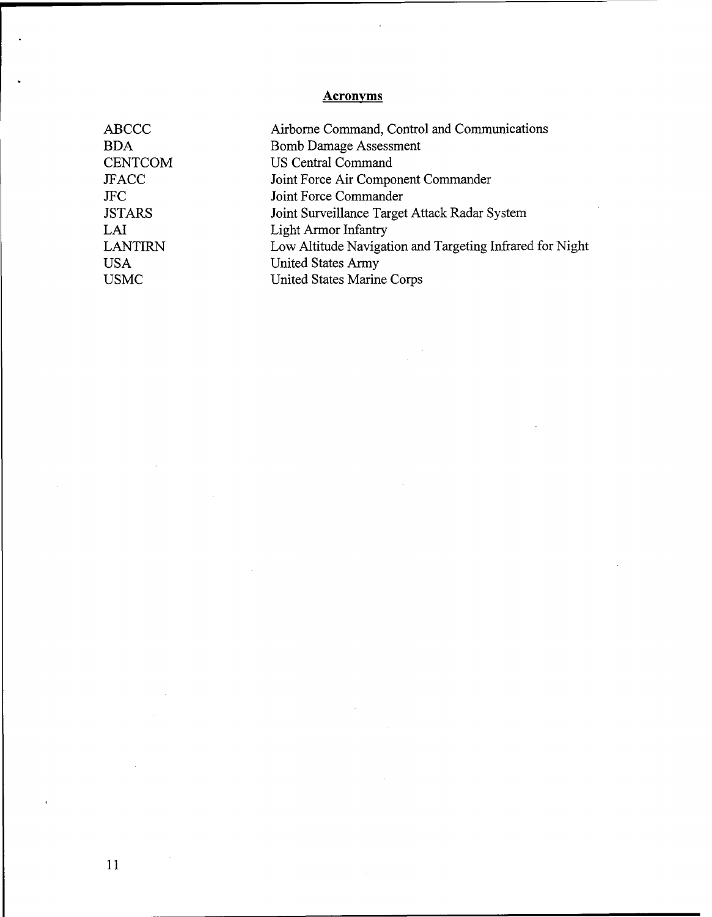## Acronyms

| | |
|---|---|
| ABCCC | Airborne Command, Control and Communications |
| BDA | Bomb Damage Assessment |
| CENTCOM | US Central Command |
| JFACC | Joint Force Air Component Commander |
| JFC | Joint Force Commander |
| JSTARS | Joint Surveillance Target Attack Radar System |
| LAI | Light Armor Infantry |
| LANTIRN | Low Altitude Navigation and Targeting Infrared for Night |
| USA | United States Army |
| USMC | United States Marine Corps |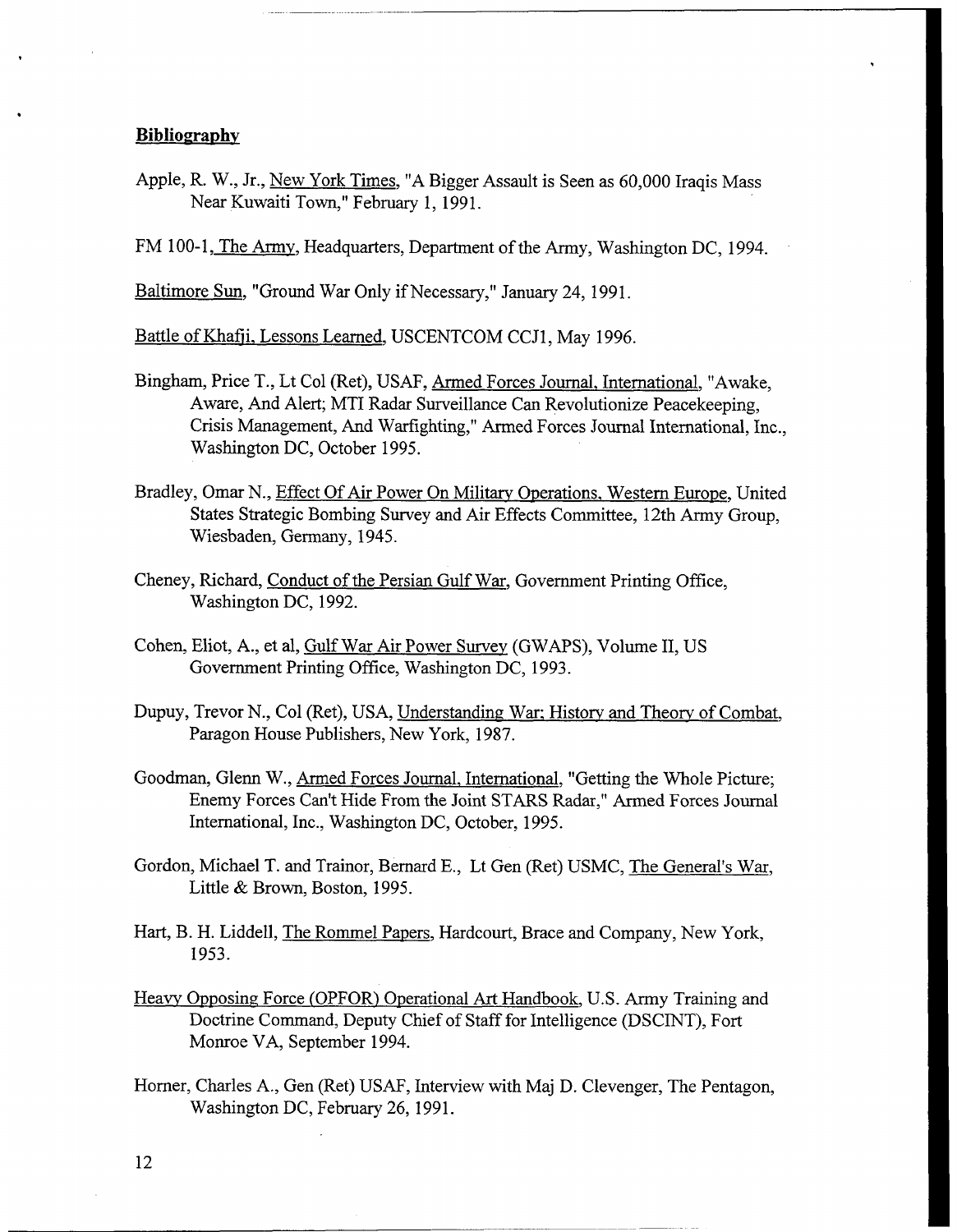## Bibliography

Apple, R. W., Jr., New York Times, "A Bigger Assault is Seen as 60,000 Iraqis Mass Near Kuwaiti Town," February 1, 1991.

FM 100-1, The Army, Headquarters, Department of the Army, Washington DC, 1994.

Baltimore Sun, "Ground War Only if Necessary," January 24, 1991.

Battle of Khafji, Lessons Learned, USCENTCOM CCJ1, May 1996.

Bingham, Price T., Lt Col (Ret), USAF, Armed Forces Journal, International, "Awake, Aware, And Alert; MTI Radar Surveillance Can Revolutionize Peacekeeping, Crisis Management, And Warfighting," Armed Forces Journal International, Inc., Washington DC, October 1995.

Bradley, Omar N., Effect Of Air Power On Military Operations, Western Europe, United States Strategic Bombing Survey and Air Effects Committee, 12th Army Group, Wiesbaden, Germany, 1945.

Cheney, Richard, Conduct of the Persian Gulf War, Government Printing Office, Washington DC, 1992.

Cohen, Eliot, A., et al, Gulf War Air Power Survey (GWAPS), Volume II, US Government Printing Office, Washington DC, 1993.

Dupuy, Trevor N., Col (Ret), USA, Understanding War: History and Theory of Combat, Paragon House Publishers, New York, 1987.

Goodman, Glenn W., Armed Forces Journal, International, "Getting the Whole Picture; Enemy Forces Can't Hide From the Joint STARS Radar," Armed Forces Journal International, Inc., Washington DC, October, 1995.

Gordon, Michael T. and Trainor, Bernard E., Lt Gen (Ret) USMC, The General's War, Little & Brown, Boston, 1995.

Hart, B. H. Liddell, The Rommel Papers, Hardcourt, Brace and Company, New York, 1953.

Heavy Opposing Force (OPFOR) Operational Art Handbook, U.S. Army Training and Doctrine Command, Deputy Chief of Staff for Intelligence (DSCINT), Fort Monroe VA, September 1994.

Horner, Charles A., Gen (Ret) USAF, Interview with Maj D. Clevenger, The Pentagon, Washington DC, February 26, 1991.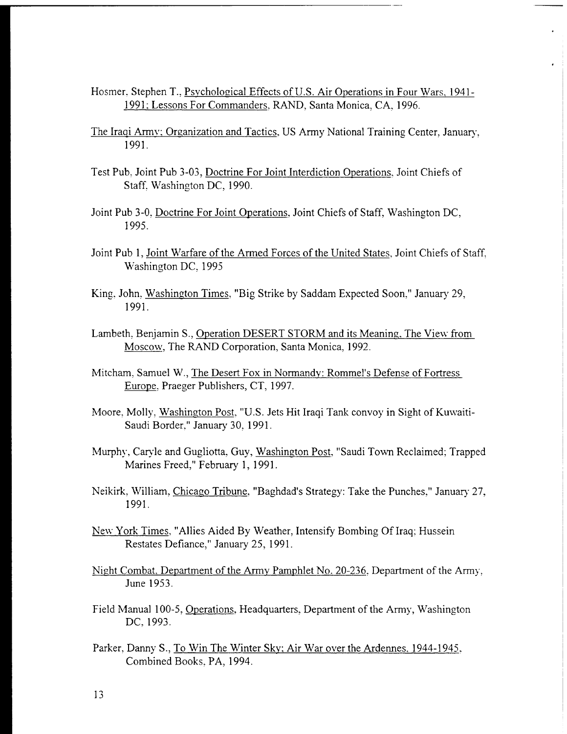Hosmer, Stephen T., Psychological Effects of U.S. Air Operations in Four Wars, 1941-1991: Lessons For Commanders, RAND, Santa Monica, CA, 1996.

The Iraqi Army: Organization and Tactics, US Army National Training Center, January, 1991.

Test Pub, Joint Pub 3-03, Doctrine For Joint Interdiction Operations, Joint Chiefs of Staff, Washington DC, 1990.

Joint Pub 3-0, Doctrine For Joint Operations, Joint Chiefs of Staff, Washington DC, 1995.

Joint Pub 1, Joint Warfare of the Armed Forces of the United States, Joint Chiefs of Staff, Washington DC, 1995

King, John, Washington Times, "Big Strike by Saddam Expected Soon," January 29, 1991.

Lambeth, Benjamin S., Operation DESERT STORM and its Meaning, The View from Moscow, The RAND Corporation, Santa Monica, 1992.

Mitcham, Samuel W., The Desert Fox in Normandy: Rommel's Defense of Fortress Europe, Praeger Publishers, CT, 1997.

Moore, Molly, Washington Post, "U.S. Jets Hit Iraqi Tank convoy in Sight of Kuwaiti-Saudi Border," January 30, 1991.

Murphy, Caryle and Gugliotta, Guy, Washington Post, "Saudi Town Reclaimed; Trapped Marines Freed," February 1, 1991.

Neikirk, William, Chicago Tribune, "Baghdad's Strategy: Take the Punches," January 27, 1991.

New York Times, "Allies Aided By Weather, Intensify Bombing Of Iraq; Hussein Restates Defiance," January 25, 1991.

Night Combat, Department of the Army Pamphlet No. 20-236, Department of the Army, June 1953.

Field Manual 100-5, Operations, Headquarters, Department of the Army, Washington DC, 1993.

Parker, Danny S., To Win The Winter Sky: Air War over the Ardennes, 1944-1945, Combined Books, PA, 1994.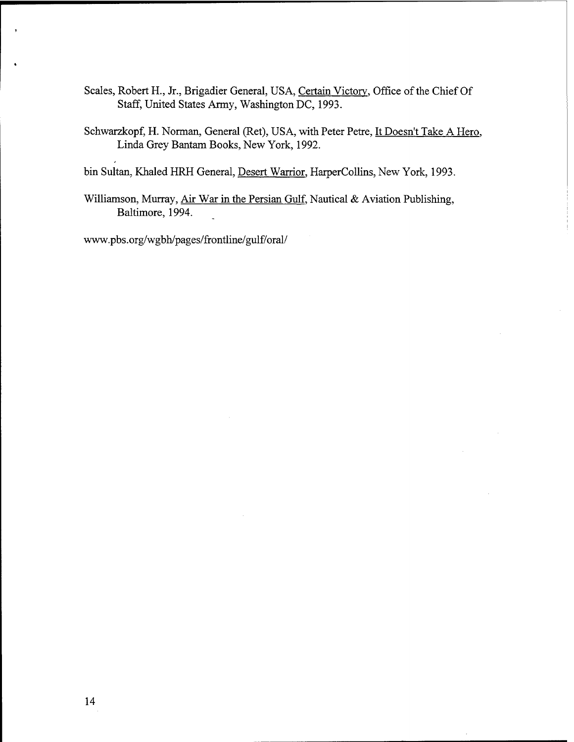Scales, Robert H., Jr., Brigadier General, USA, Certain Victory, Office of the Chief Of Staff, United States Army, Washington DC, 1993.

Schwarzkopf, H. Norman, General (Ret), USA, with Peter Petre, It Doesn't Take A Hero, Linda Grey Bantam Books, New York, 1992.

bin Sultan, Khaled HRH General, Desert Warrior, HarperCollins, New York, 1993.

Williamson, Murray, Air War in the Persian Gulf, Nautical & Aviation Publishing, Baltimore, 1994.

www.pbs.org/wgbh/pages/frontline/gulf/oral/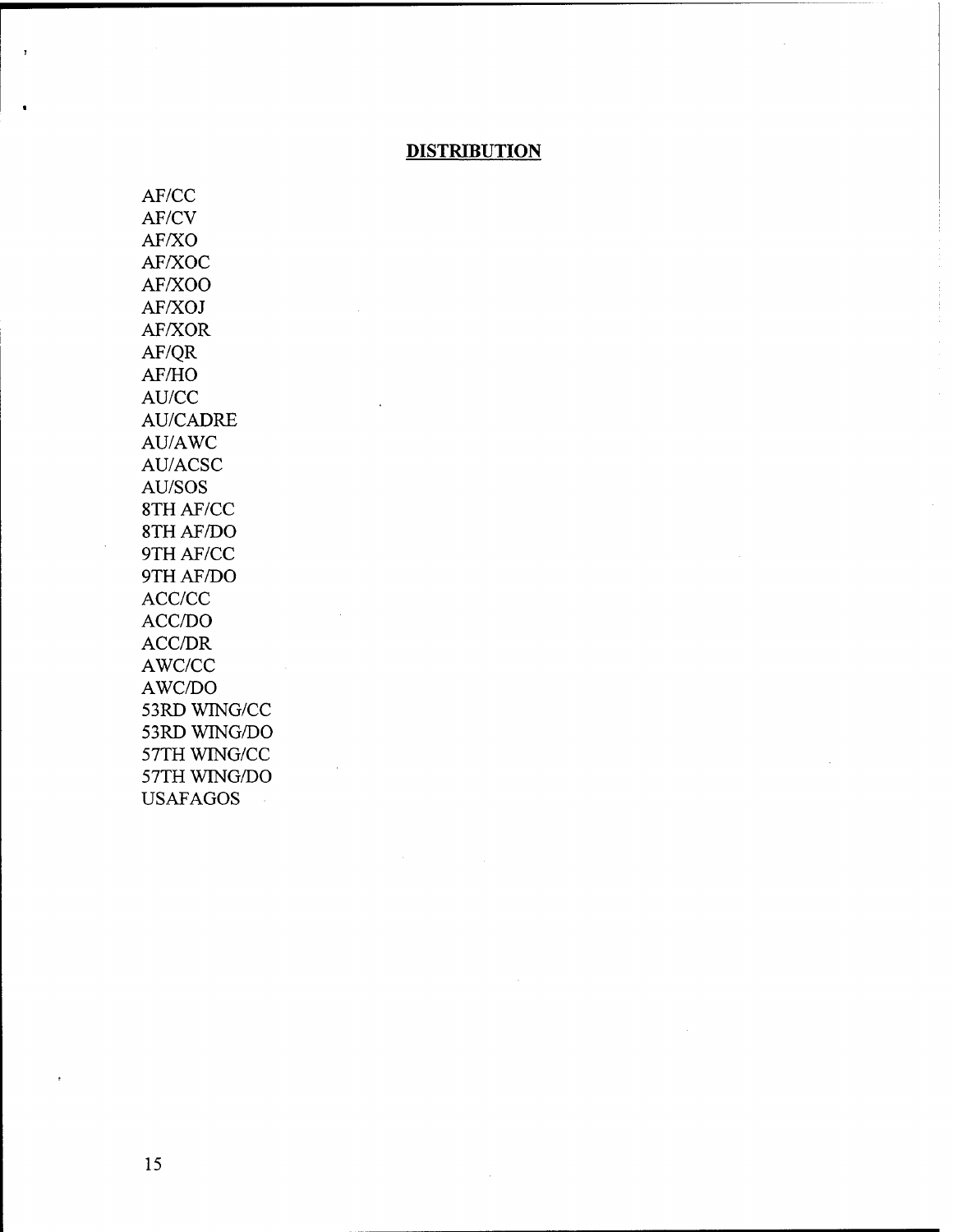## DISTRIBUTION

AF/CC
AF/CV
AF/XO
AF/XOC
AF/XOO
AF/XOJ
AF/XOR
AF/QR
AF/HO
AU/CC
AU/CADRE
AU/AWC
AU/ACSC
AU/SOS
8TH AF/CC
8TH AF/DO
9TH AF/CC
9TH AF/DO
ACC/CC
ACC/DO
ACC/DR
AWC/CC
AWC/DO
53RD WING/CC
53RD WING/DO
57TH WING/CC
57TH WING/DO
USAFAGOS